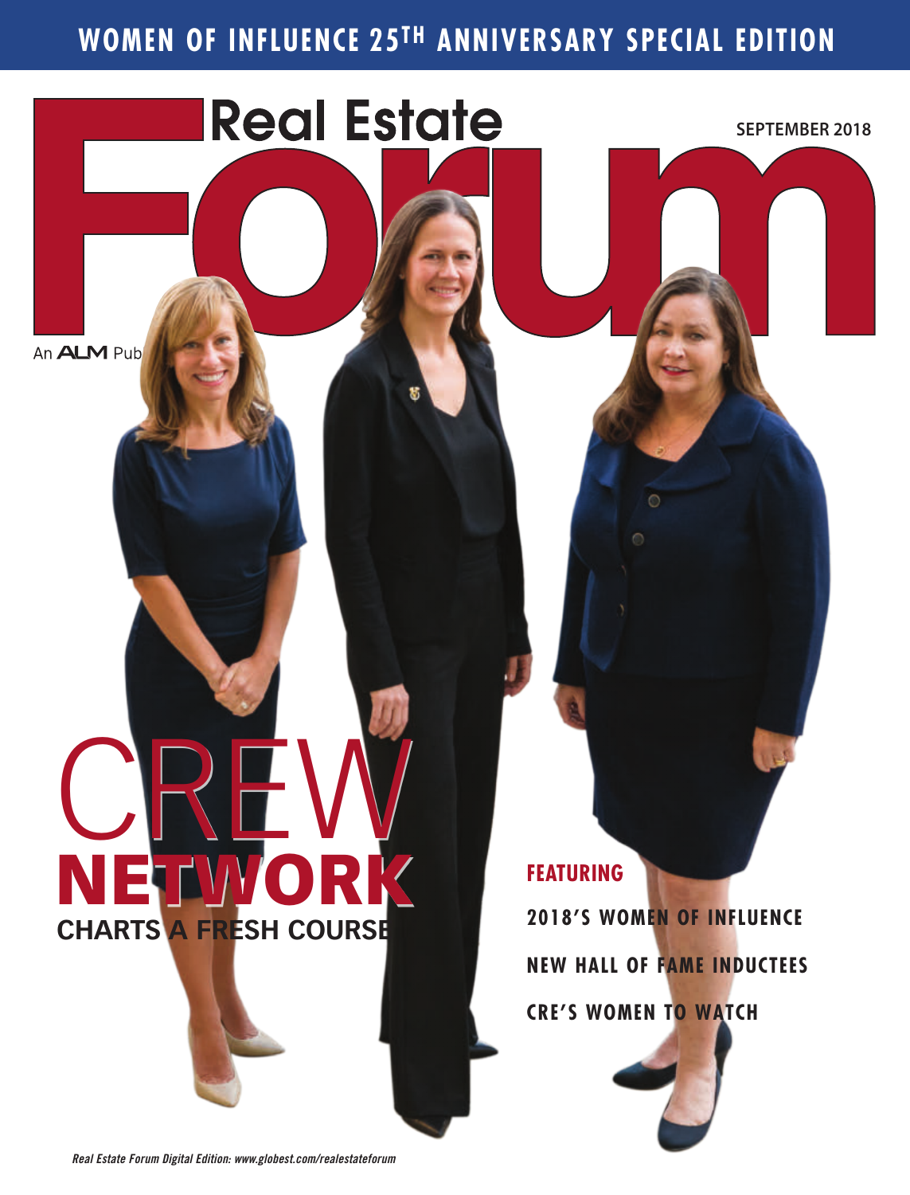# WOMEN OF INFLUENCE 25TH ANNIVERSARY SPECIAL EDITION

# Real Estate Forum

SEPTEMBER 2018

An ALM Pub

## CREW NETWORK

**CHARTS A FRESH COURSE**

**FEATURING**

**2018'S WOMEN OF INFLUENCE**

**NEW HALL OF FAME INDUCTEES**

**CRE'S WOMEN TO WATCH**

*Real Estate Forum Digital Edition: www.globest.com/realestateforum*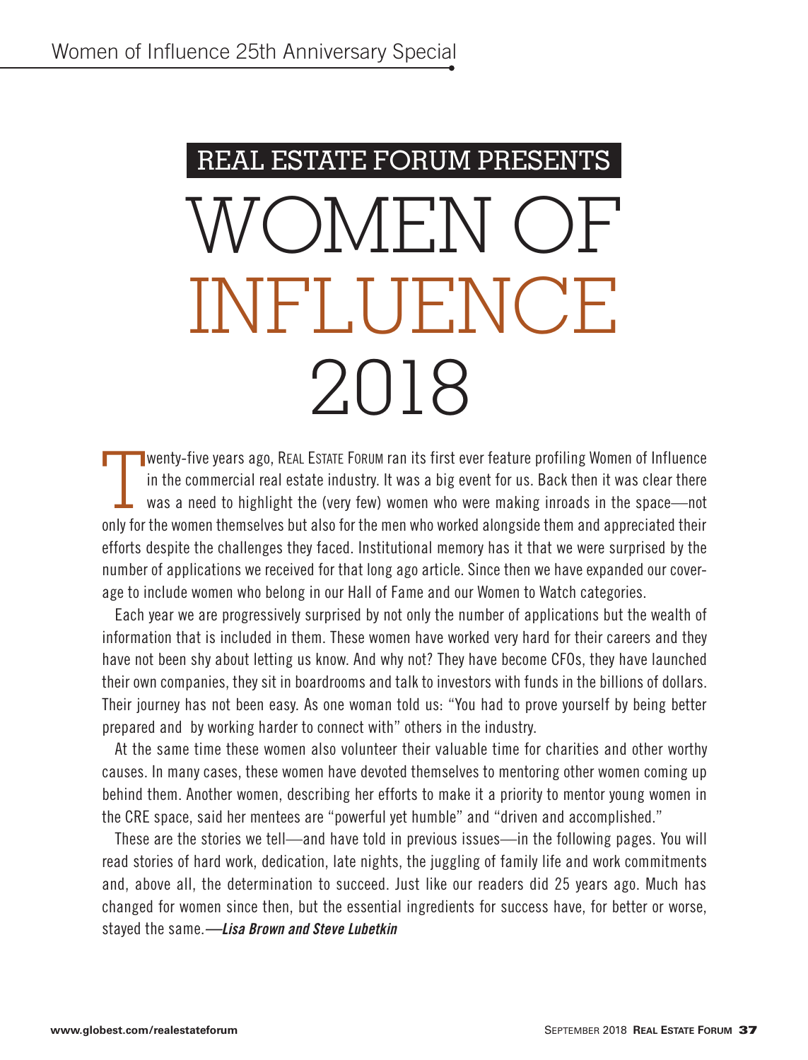REAL ESTATE FORUM PRESENTS

# WOMEN OF INFLUENCE 2018

Twenty-five years ago, REAL ESTATE FORUM ran its first ever feature profiling Women of Influence in the commercial real estate industry. It was a big event for us. Back then it was clear there was a need to highlight the (very few) women who were making inroads in the space—not only for the women themselves but also for the men who worked alongside them and appreciated their efforts despite the challenges they faced. Institutional memory has it that we were surprised by the number of applications we received for that long ago article. Since then we have expanded our coverage to include women who belong in our Hall of Fame and our Women to Watch categories.

Each year we are progressively surprised by not only the number of applications but the wealth of information that is included in them. These women have worked very hard for their careers and they have not been shy about letting us know. And why not? They have become CFOs, they have launched their own companies, they sit in boardrooms and talk to investors with funds in the billions of dollars. Their journey has not been easy. As one woman told us: "You had to prove yourself by being better prepared and by working harder to connect with" others in the industry.

At the same time these women also volunteer their valuable time for charities and other worthy causes. In many cases, these women have devoted themselves to mentoring other women coming up behind them. Another women, describing her efforts to make it a priority to mentor young women in the CRE space, said her mentees are "powerful yet humble" and "driven and accomplished."

These are the stories we tell—and have told in previous issues—in the following pages. You will read stories of hard work, dedication, late nights, the juggling of family life and work commitments and, above all, the determination to succeed. Just like our readers did 25 years ago. Much has changed for women since then, but the essential ingredients for success have, for better or worse, stayed the same.—***Lisa Brown and Steve Lubetkin***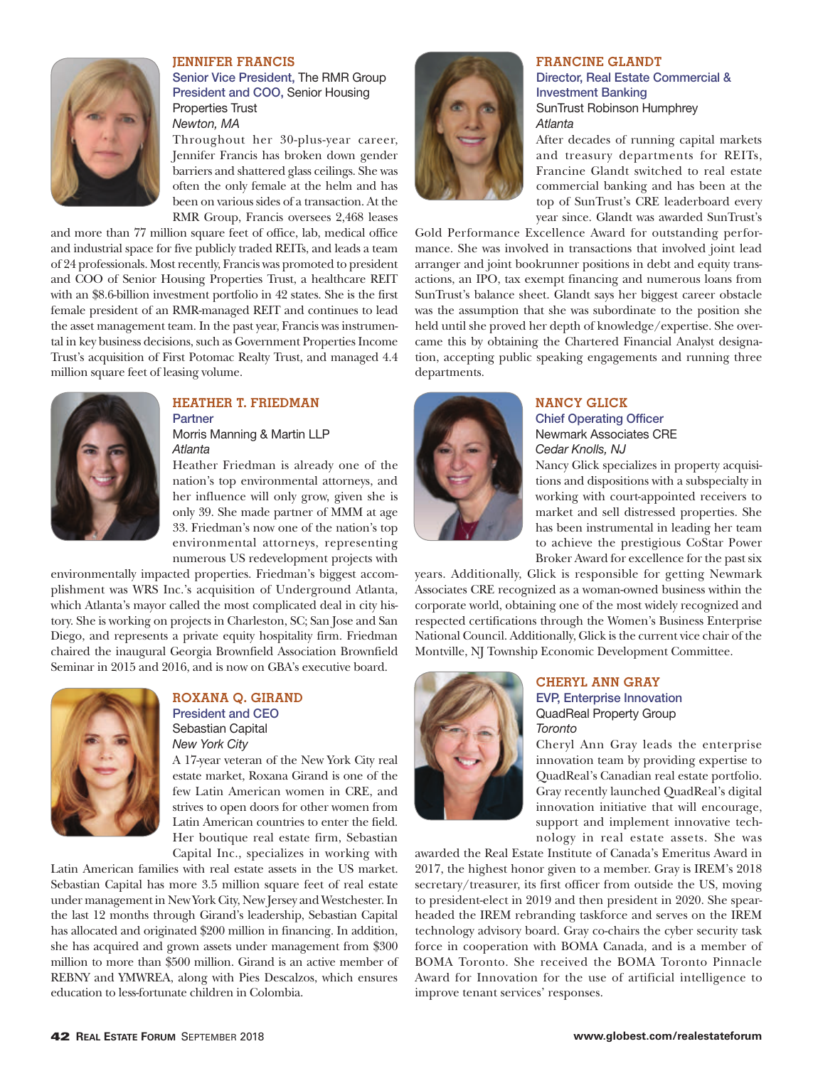### JENNIFER FRANCIS

**Senior Vice President,** The RMR Group
**President and COO,** Senior Housing Properties Trust
*Newton, MA*

Throughout her 30-plus-year career, Jennifer Francis has broken down gender barriers and shattered glass ceilings. She was often the only female at the helm and has been on various sides of a transaction. At the RMR Group, Francis oversees 2,468 leases and more than 77 million square feet of office, lab, medical office and industrial space for five publicly traded REITs, and leads a team of 24 professionals. Most recently, Francis was promoted to president and COO of Senior Housing Properties Trust, a healthcare REIT with an $8.6-billion investment portfolio in 42 states. She is the first female president of an RMR-managed REIT and continues to lead the asset management team. In the past year, Francis was instrumental in key business decisions, such as Government Properties Income Trust's acquisition of First Potomac Realty Trust, and managed 4.4 million square feet of leasing volume.

### HEATHER T. FRIEDMAN

**Partner**
Morris Manning & Martin LLP
*Atlanta*

Heather Friedman is already one of the nation's top environmental attorneys, and her influence will only grow, given she is only 39. She made partner of MMM at age 33. Friedman's now one of the nation's top environmental attorneys, representing numerous US redevelopment projects with environmentally impacted properties. Friedman's biggest accomplishment was WRS Inc.'s acquisition of Underground Atlanta, which Atlanta's mayor called the most complicated deal in city history. She is working on projects in Charleston, SC; San Jose and San Diego, and represents a private equity hospitality firm. Friedman chaired the inaugural Georgia Brownfield Association Brownfield Seminar in 2015 and 2016, and is now on GBA's executive board.

### ROXANA Q. GIRAND

**President and CEO**
Sebastian Capital
*New York City*

A 17-year veteran of the New York City real estate market, Roxana Girand is one of the few Latin American women in CRE, and strives to open doors for other women from Latin American countries to enter the field. Her boutique real estate firm, Sebastian Capital Inc., specializes in working with Latin American families with real estate assets in the US market. Sebastian Capital has more 3.5 million square feet of real estate under management in New York City, New Jersey and Westchester. In the last 12 months through Girand's leadership, Sebastian Capital has allocated and originated $200 million in financing. In addition, she has acquired and grown assets under management from $300 million to more than $500 million. Girand is an active member of REBNY and YMWREA, along with Pies Descalzos, which ensures education to less-fortunate children in Colombia.

### FRANCINE GLANDT

**Director, Real Estate Commercial & Investment Banking**
SunTrust Robinson Humphrey
*Atlanta*

After decades of running capital markets and treasury departments for REITs, Francine Glandt switched to real estate commercial banking and has been at the top of SunTrust's CRE leaderboard every year since. Glandt was awarded SunTrust's Gold Performance Excellence Award for outstanding performance. She was involved in transactions that involved joint lead arranger and joint bookrunner positions in debt and equity transactions, an IPO, tax exempt financing and numerous loans from SunTrust's balance sheet. Glandt says her biggest career obstacle was the assumption that she was subordinate to the position she held until she proved her depth of knowledge/expertise. She overcame this by obtaining the Chartered Financial Analyst designation, accepting public speaking engagements and running three departments.

### NANCY GLICK

**Chief Operating Officer**
Newmark Associates CRE
*Cedar Knolls, NJ*

Nancy Glick specializes in property acquisitions and dispositions with a subspecialty in working with court-appointed receivers to market and sell distressed properties. She has been instrumental in leading her team to achieve the prestigious CoStar Power Broker Award for excellence for the past six years. Additionally, Glick is responsible for getting Newmark Associates CRE recognized as a woman-owned business within the corporate world, obtaining one of the most widely recognized and respected certifications through the Women's Business Enterprise National Council. Additionally, Glick is the current vice chair of the Montville, NJ Township Economic Development Committee.

### CHERYL ANN GRAY

**EVP, Enterprise Innovation**
QuadReal Property Group
*Toronto*

Cheryl Ann Gray leads the enterprise innovation team by providing expertise to QuadReal's Canadian real estate portfolio. Gray recently launched QuadReal's digital innovation initiative that will encourage, support and implement innovative technology in real estate assets. She was awarded the Real Estate Institute of Canada's Emeritus Award in 2017, the highest honor given to a member. Gray is IREM's 2018 secretary/treasurer, its first officer from outside the US, moving to president-elect in 2019 and then president in 2020. She spearheaded the IREM rebranding taskforce and serves on the IREM technology advisory board. Gray co-chairs the cyber security task force in cooperation with BOMA Canada, and is a member of BOMA Toronto. She received the BOMA Toronto Pinnacle Award for Innovation for the use of artificial intelligence to improve tenant services' responses.